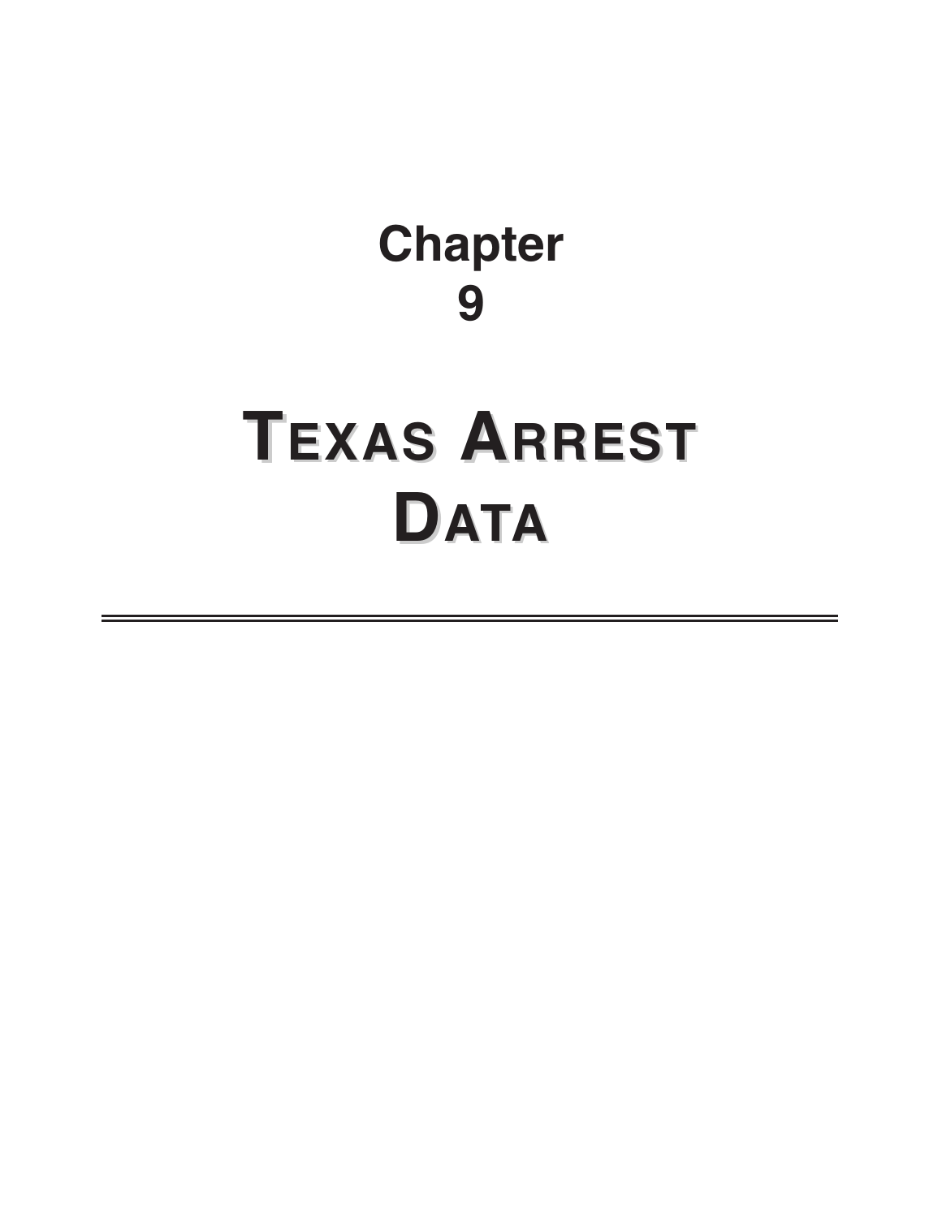# Chapter 9

# Texas Arrest Data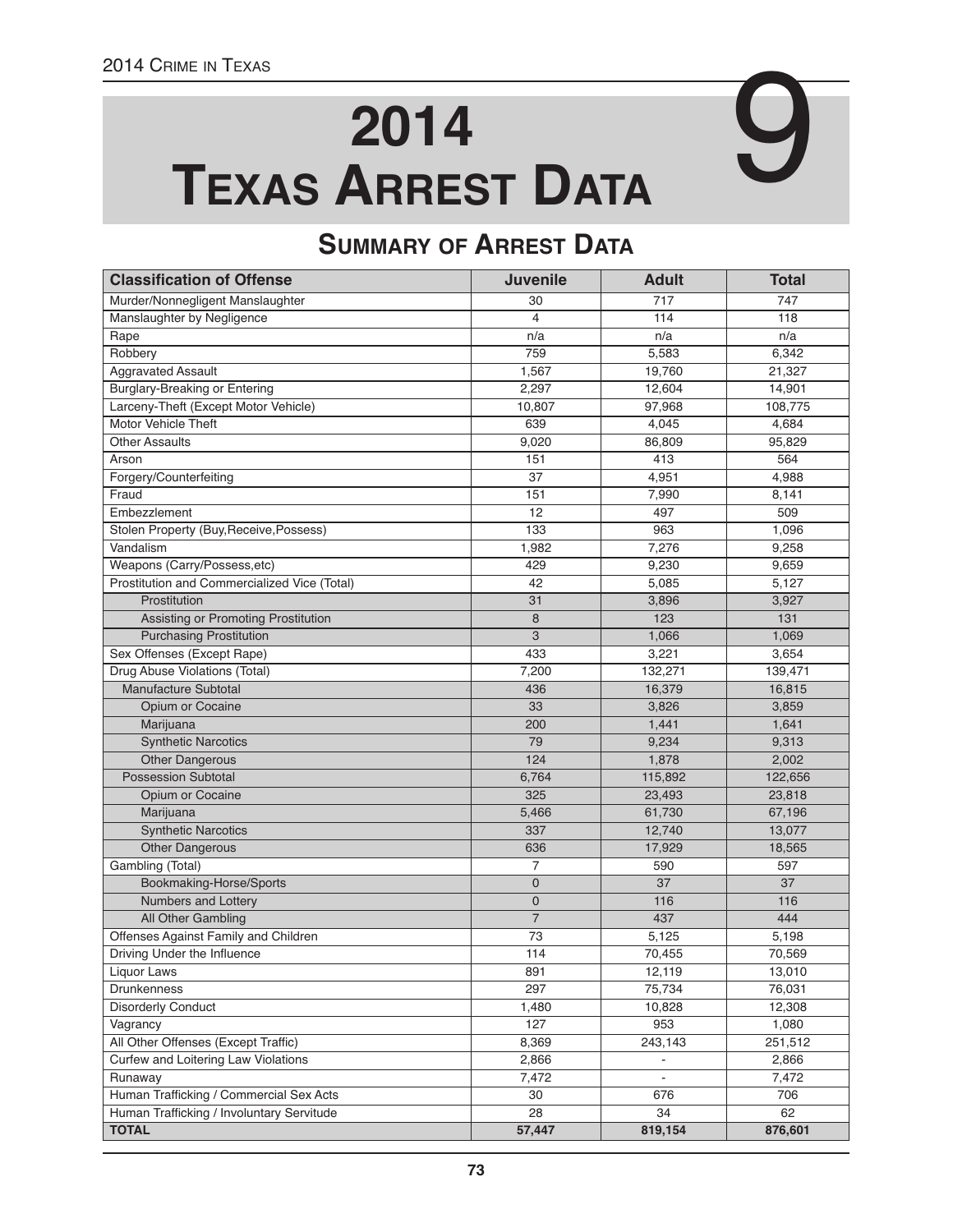# 2014 Texas Arrest Data

9

## Summary of Arrest Data

| Classification of Offense | Juvenile | Adult | Total |
|---|---|---|---|
| Murder/Nonnegligent Manslaughter | 30 | 717 | 747 |
| Manslaughter by Negligence | 4 | 114 | 118 |
| Rape | n/a | n/a | n/a |
| Robbery | 759 | 5,583 | 6,342 |
| Aggravated Assault | 1,567 | 19,760 | 21,327 |
| Burglary-Breaking or Entering | 2,297 | 12,604 | 14,901 |
| Larceny-Theft (Except Motor Vehicle) | 10,807 | 97,968 | 108,775 |
| Motor Vehicle Theft | 639 | 4,045 | 4,684 |
| Other Assaults | 9,020 | 86,809 | 95,829 |
| Arson | 151 | 413 | 564 |
| Forgery/Counterfeiting | 37 | 4,951 | 4,988 |
| Fraud | 151 | 7,990 | 8,141 |
| Embezzlement | 12 | 497 | 509 |
| Stolen Property (Buy,Receive,Possess) | 133 | 963 | 1,096 |
| Vandalism | 1,982 | 7,276 | 9,258 |
| Weapons (Carry/Possess,etc) | 429 | 9,230 | 9,659 |
| Prostitution and Commercialized Vice (Total) | 42 | 5,085 | 5,127 |
| Prostitution | 31 | 3,896 | 3,927 |
| Assisting or Promoting Prostitution | 8 | 123 | 131 |
| Purchasing Prostitution | 3 | 1,066 | 1,069 |
| Sex Offenses (Except Rape) | 433 | 3,221 | 3,654 |
| Drug Abuse Violations (Total) | 7,200 | 132,271 | 139,471 |
| Manufacture Subtotal | 436 | 16,379 | 16,815 |
| Opium or Cocaine | 33 | 3,826 | 3,859 |
| Marijuana | 200 | 1,441 | 1,641 |
| Synthetic Narcotics | 79 | 9,234 | 9,313 |
| Other Dangerous | 124 | 1,878 | 2,002 |
| Possession Subtotal | 6,764 | 115,892 | 122,656 |
| Opium or Cocaine | 325 | 23,493 | 23,818 |
| Marijuana | 5,466 | 61,730 | 67,196 |
| Synthetic Narcotics | 337 | 12,740 | 13,077 |
| Other Dangerous | 636 | 17,929 | 18,565 |
| Gambling (Total) | 7 | 590 | 597 |
| Bookmaking-Horse/Sports | 0 | 37 | 37 |
| Numbers and Lottery | 0 | 116 | 116 |
| All Other Gambling | 7 | 437 | 444 |
| Offenses Against Family and Children | 73 | 5,125 | 5,198 |
| Driving Under the Influence | 114 | 70,455 | 70,569 |
| Liquor Laws | 891 | 12,119 | 13,010 |
| Drunkenness | 297 | 75,734 | 76,031 |
| Disorderly Conduct | 1,480 | 10,828 | 12,308 |
| Vagrancy | 127 | 953 | 1,080 |
| All Other Offenses (Except Traffic) | 8,369 | 243,143 | 251,512 |
| Curfew and Loitering Law Violations | 2,866 | - | 2,866 |
| Runaway | 7,472 | - | 7,472 |
| Human Trafficking / Commercial Sex Acts | 30 | 676 | 706 |
| Human Trafficking / Involuntary Servitude | 28 | 34 | 62 |
| **TOTAL** | **57,447** | **819,154** | **876,601** |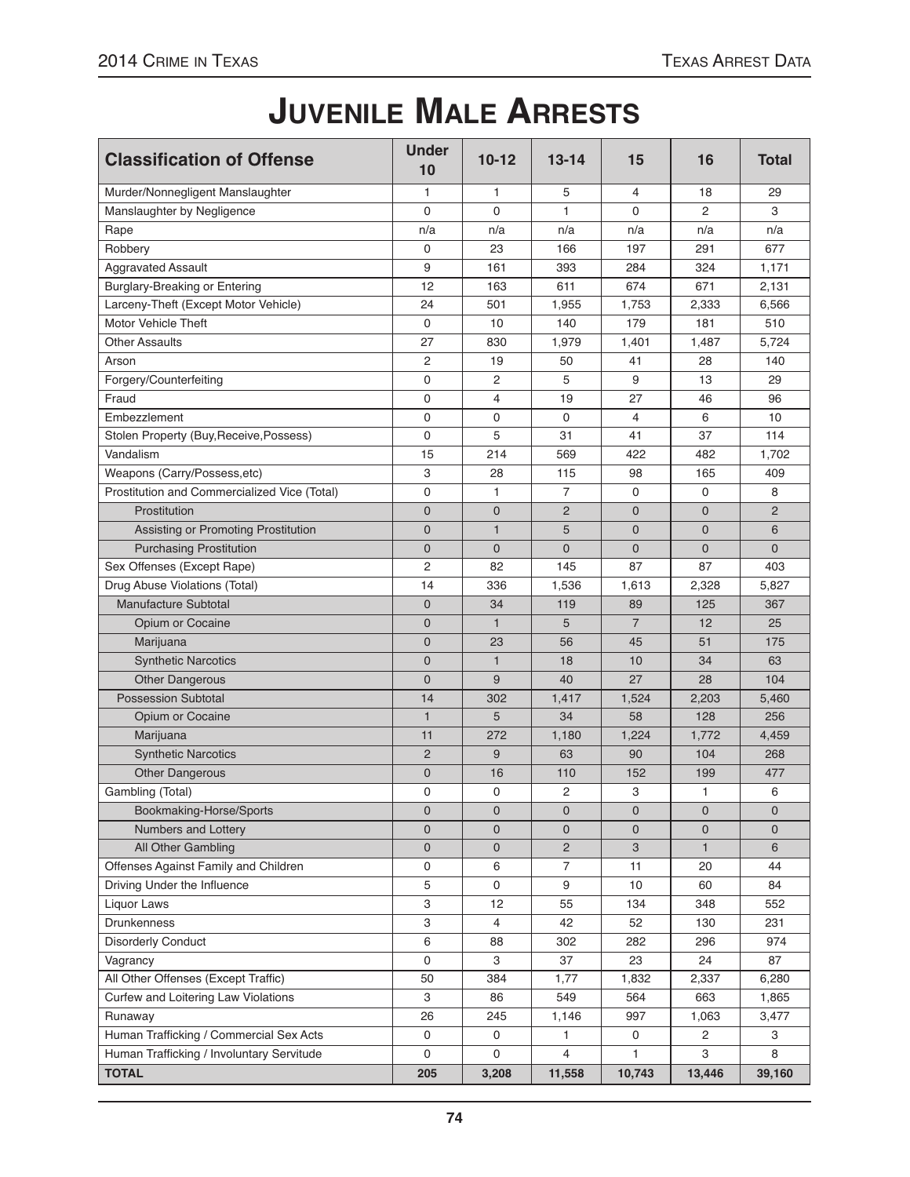# Juvenile Male Arrests

| Classification of Offense | Under 10 | 10-12 | 13-14 | 15 | 16 | Total |
|---|---|---|---|---|---|---|
| Murder/Nonnegligent Manslaughter | 1 | 1 | 5 | 4 | 18 | 29 |
| Manslaughter by Negligence | 0 | 0 | 1 | 0 | 2 | 3 |
| Rape | n/a | n/a | n/a | n/a | n/a | n/a |
| Robbery | 0 | 23 | 166 | 197 | 291 | 677 |
| Aggravated Assault | 9 | 161 | 393 | 284 | 324 | 1,171 |
| Burglary-Breaking or Entering | 12 | 163 | 611 | 674 | 671 | 2,131 |
| Larceny-Theft (Except Motor Vehicle) | 24 | 501 | 1,955 | 1,753 | 2,333 | 6,566 |
| Motor Vehicle Theft | 0 | 10 | 140 | 179 | 181 | 510 |
| Other Assaults | 27 | 830 | 1,979 | 1,401 | 1,487 | 5,724 |
| Arson | 2 | 19 | 50 | 41 | 28 | 140 |
| Forgery/Counterfeiting | 0 | 2 | 5 | 9 | 13 | 29 |
| Fraud | 0 | 4 | 19 | 27 | 46 | 96 |
| Embezzlement | 0 | 0 | 0 | 4 | 6 | 10 |
| Stolen Property (Buy,Receive,Possess) | 0 | 5 | 31 | 41 | 37 | 114 |
| Vandalism | 15 | 214 | 569 | 422 | 482 | 1,702 |
| Weapons (Carry/Possess,etc) | 3 | 28 | 115 | 98 | 165 | 409 |
| Prostitution and Commercialized Vice (Total) | 0 | 1 | 7 | 0 | 0 | 8 |
| Prostitution | 0 | 0 | 2 | 0 | 0 | 2 |
| Assisting or Promoting Prostitution | 0 | 1 | 5 | 0 | 0 | 6 |
| Purchasing Prostitution | 0 | 0 | 0 | 0 | 0 | 0 |
| Sex Offenses (Except Rape) | 2 | 82 | 145 | 87 | 87 | 403 |
| Drug Abuse Violations (Total) | 14 | 336 | 1,536 | 1,613 | 2,328 | 5,827 |
| Manufacture Subtotal | 0 | 34 | 119 | 89 | 125 | 367 |
| Opium or Cocaine | 0 | 1 | 5 | 7 | 12 | 25 |
| Marijuana | 0 | 23 | 56 | 45 | 51 | 175 |
| Synthetic Narcotics | 0 | 1 | 18 | 10 | 34 | 63 |
| Other Dangerous | 0 | 9 | 40 | 27 | 28 | 104 |
| Possession Subtotal | 14 | 302 | 1,417 | 1,524 | 2,203 | 5,460 |
| Opium or Cocaine | 1 | 5 | 34 | 58 | 128 | 256 |
| Marijuana | 11 | 272 | 1,180 | 1,224 | 1,772 | 4,459 |
| Synthetic Narcotics | 2 | 9 | 63 | 90 | 104 | 268 |
| Other Dangerous | 0 | 16 | 110 | 152 | 199 | 477 |
| Gambling (Total) | 0 | 0 | 2 | 3 | 1 | 6 |
| Bookmaking-Horse/Sports | 0 | 0 | 0 | 0 | 0 | 0 |
| Numbers and Lottery | 0 | 0 | 0 | 0 | 0 | 0 |
| All Other Gambling | 0 | 0 | 2 | 3 | 1 | 6 |
| Offenses Against Family and Children | 0 | 6 | 7 | 11 | 20 | 44 |
| Driving Under the Influence | 5 | 0 | 9 | 10 | 60 | 84 |
| Liquor Laws | 3 | 12 | 55 | 134 | 348 | 552 |
| Drunkenness | 3 | 4 | 42 | 52 | 130 | 231 |
| Disorderly Conduct | 6 | 88 | 302 | 282 | 296 | 974 |
| Vagrancy | 0 | 3 | 37 | 23 | 24 | 87 |
| All Other Offenses (Except Traffic) | 50 | 384 | 1,77 | 1,832 | 2,337 | 6,280 |
| Curfew and Loitering Law Violations | 3 | 86 | 549 | 564 | 663 | 1,865 |
| Runaway | 26 | 245 | 1,146 | 997 | 1,063 | 3,477 |
| Human Trafficking / Commercial Sex Acts | 0 | 0 | 1 | 0 | 2 | 3 |
| Human Trafficking / Involuntary Servitude | 0 | 0 | 4 | 1 | 3 | 8 |
| **TOTAL** | **205** | **3,208** | **11,558** | **10,743** | **13,446** | **39,160** |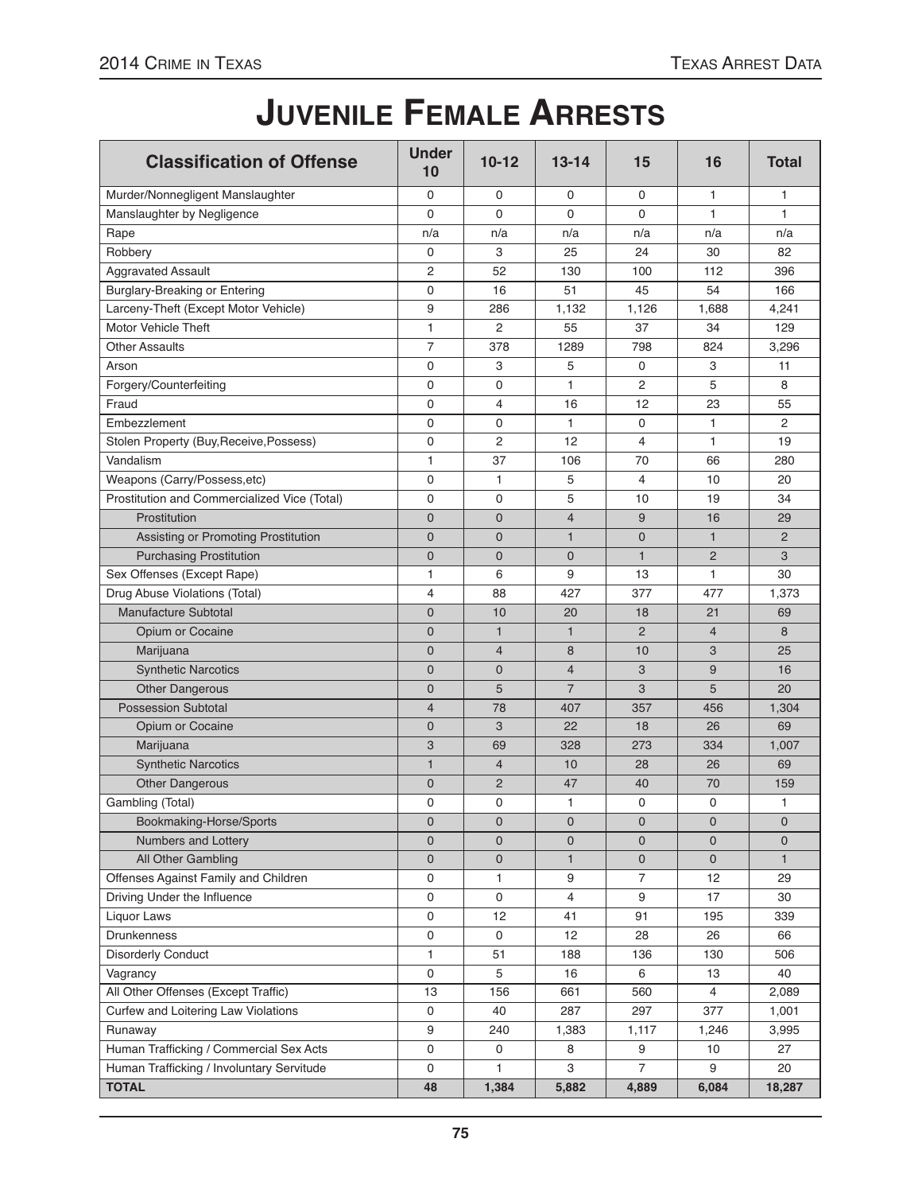# Juvenile Female Arrests

| Classification of Offense | Under 10 | 10-12 | 13-14 | 15 | 16 | Total |
|---|---|---|---|---|---|---|
| Murder/Nonnegligent Manslaughter | 0 | 0 | 0 | 0 | 1 | 1 |
| Manslaughter by Negligence | 0 | 0 | 0 | 0 | 1 | 1 |
| Rape | n/a | n/a | n/a | n/a | n/a | n/a |
| Robbery | 0 | 3 | 25 | 24 | 30 | 82 |
| Aggravated Assault | 2 | 52 | 130 | 100 | 112 | 396 |
| Burglary-Breaking or Entering | 0 | 16 | 51 | 45 | 54 | 166 |
| Larceny-Theft (Except Motor Vehicle) | 9 | 286 | 1,132 | 1,126 | 1,688 | 4,241 |
| Motor Vehicle Theft | 1 | 2 | 55 | 37 | 34 | 129 |
| Other Assaults | 7 | 378 | 1289 | 798 | 824 | 3,296 |
| Arson | 0 | 3 | 5 | 0 | 3 | 11 |
| Forgery/Counterfeiting | 0 | 0 | 1 | 2 | 5 | 8 |
| Fraud | 0 | 4 | 16 | 12 | 23 | 55 |
| Embezzlement | 0 | 0 | 1 | 0 | 1 | 2 |
| Stolen Property (Buy,Receive,Possess) | 0 | 2 | 12 | 4 | 1 | 19 |
| Vandalism | 1 | 37 | 106 | 70 | 66 | 280 |
| Weapons (Carry/Possess,etc) | 0 | 1 | 5 | 4 | 10 | 20 |
| Prostitution and Commercialized Vice (Total) | 0 | 0 | 5 | 10 | 19 | 34 |
| Prostitution | 0 | 0 | 4 | 9 | 16 | 29 |
| Assisting or Promoting Prostitution | 0 | 0 | 1 | 0 | 1 | 2 |
| Purchasing Prostitution | 0 | 0 | 0 | 1 | 2 | 3 |
| Sex Offenses (Except Rape) | 1 | 6 | 9 | 13 | 1 | 30 |
| Drug Abuse Violations (Total) | 4 | 88 | 427 | 377 | 477 | 1,373 |
| Manufacture Subtotal | 0 | 10 | 20 | 18 | 21 | 69 |
| Opium or Cocaine | 0 | 1 | 1 | 2 | 4 | 8 |
| Marijuana | 0 | 4 | 8 | 10 | 3 | 25 |
| Synthetic Narcotics | 0 | 0 | 4 | 3 | 9 | 16 |
| Other Dangerous | 0 | 5 | 7 | 3 | 5 | 20 |
| Possession Subtotal | 4 | 78 | 407 | 357 | 456 | 1,304 |
| Opium or Cocaine | 0 | 3 | 22 | 18 | 26 | 69 |
| Marijuana | 3 | 69 | 328 | 273 | 334 | 1,007 |
| Synthetic Narcotics | 1 | 4 | 10 | 28 | 26 | 69 |
| Other Dangerous | 0 | 2 | 47 | 40 | 70 | 159 |
| Gambling (Total) | 0 | 0 | 1 | 0 | 0 | 1 |
| Bookmaking-Horse/Sports | 0 | 0 | 0 | 0 | 0 | 0 |
| Numbers and Lottery | 0 | 0 | 0 | 0 | 0 | 0 |
| All Other Gambling | 0 | 0 | 1 | 0 | 0 | 1 |
| Offenses Against Family and Children | 0 | 1 | 9 | 7 | 12 | 29 |
| Driving Under the Influence | 0 | 0 | 4 | 9 | 17 | 30 |
| Liquor Laws | 0 | 12 | 41 | 91 | 195 | 339 |
| Drunkenness | 0 | 0 | 12 | 28 | 26 | 66 |
| Disorderly Conduct | 1 | 51 | 188 | 136 | 130 | 506 |
| Vagrancy | 0 | 5 | 16 | 6 | 13 | 40 |
| All Other Offenses (Except Traffic) | 13 | 156 | 661 | 560 | 4 | 2,089 |
| Curfew and Loitering Law Violations | 0 | 40 | 287 | 297 | 377 | 1,001 |
| Runaway | 9 | 240 | 1,383 | 1,117 | 1,246 | 3,995 |
| Human Trafficking / Commercial Sex Acts | 0 | 0 | 8 | 9 | 10 | 27 |
| Human Trafficking / Involuntary Servitude | 0 | 1 | 3 | 7 | 9 | 20 |
| **TOTAL** | **48** | **1,384** | **5,882** | **4,889** | **6,084** | **18,287** |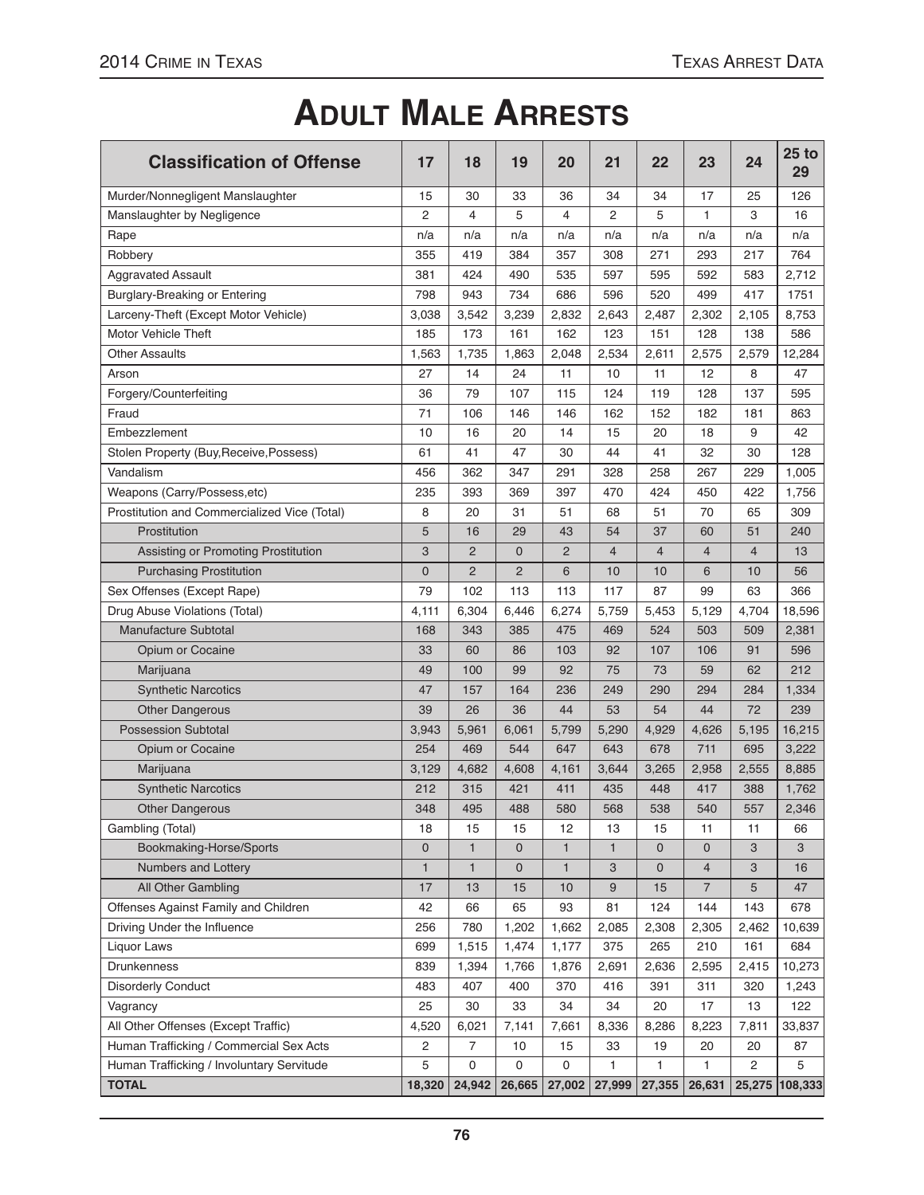# Adult Male Arrests

| Classification of Offense | 17 | 18 | 19 | 20 | 21 | 22 | 23 | 24 | 25 to 29 |
|---|---|---|---|---|---|---|---|---|---|
| Murder/Nonnegligent Manslaughter | 15 | 30 | 33 | 36 | 34 | 34 | 17 | 25 | 126 |
| Manslaughter by Negligence | 2 | 4 | 5 | 4 | 2 | 5 | 1 | 3 | 16 |
| Rape | n/a | n/a | n/a | n/a | n/a | n/a | n/a | n/a | n/a |
| Robbery | 355 | 419 | 384 | 357 | 308 | 271 | 293 | 217 | 764 |
| Aggravated Assault | 381 | 424 | 490 | 535 | 597 | 595 | 592 | 583 | 2,712 |
| Burglary-Breaking or Entering | 798 | 943 | 734 | 686 | 596 | 520 | 499 | 417 | 1751 |
| Larceny-Theft (Except Motor Vehicle) | 3,038 | 3,542 | 3,239 | 2,832 | 2,643 | 2,487 | 2,302 | 2,105 | 8,753 |
| Motor Vehicle Theft | 185 | 173 | 161 | 162 | 123 | 151 | 128 | 138 | 586 |
| Other Assaults | 1,563 | 1,735 | 1,863 | 2,048 | 2,534 | 2,611 | 2,575 | 2,579 | 12,284 |
| Arson | 27 | 14 | 24 | 11 | 10 | 11 | 12 | 8 | 47 |
| Forgery/Counterfeiting | 36 | 79 | 107 | 115 | 124 | 119 | 128 | 137 | 595 |
| Fraud | 71 | 106 | 146 | 146 | 162 | 152 | 182 | 181 | 863 |
| Embezzlement | 10 | 16 | 20 | 14 | 15 | 20 | 18 | 9 | 42 |
| Stolen Property (Buy,Receive,Possess) | 61 | 41 | 47 | 30 | 44 | 41 | 32 | 30 | 128 |
| Vandalism | 456 | 362 | 347 | 291 | 328 | 258 | 267 | 229 | 1,005 |
| Weapons (Carry/Possess,etc) | 235 | 393 | 369 | 397 | 470 | 424 | 450 | 422 | 1,756 |
| Prostitution and Commercialized Vice (Total) | 8 | 20 | 31 | 51 | 68 | 51 | 70 | 65 | 309 |
| Prostitution | 5 | 16 | 29 | 43 | 54 | 37 | 60 | 51 | 240 |
| Assisting or Promoting Prostitution | 3 | 2 | 0 | 2 | 4 | 4 | 4 | 4 | 13 |
| Purchasing Prostitution | 0 | 2 | 2 | 6 | 10 | 10 | 6 | 10 | 56 |
| Sex Offenses (Except Rape) | 79 | 102 | 113 | 113 | 117 | 87 | 99 | 63 | 366 |
| Drug Abuse Violations (Total) | 4,111 | 6,304 | 6,446 | 6,274 | 5,759 | 5,453 | 5,129 | 4,704 | 18,596 |
| Manufacture Subtotal | 168 | 343 | 385 | 475 | 469 | 524 | 503 | 509 | 2,381 |
| Opium or Cocaine | 33 | 60 | 86 | 103 | 92 | 107 | 106 | 91 | 596 |
| Marijuana | 49 | 100 | 99 | 92 | 75 | 73 | 59 | 62 | 212 |
| Synthetic Narcotics | 47 | 157 | 164 | 236 | 249 | 290 | 294 | 284 | 1,334 |
| Other Dangerous | 39 | 26 | 36 | 44 | 53 | 54 | 44 | 72 | 239 |
| Possession Subtotal | 3,943 | 5,961 | 6,061 | 5,799 | 5,290 | 4,929 | 4,626 | 5,195 | 16,215 |
| Opium or Cocaine | 254 | 469 | 544 | 647 | 643 | 678 | 711 | 695 | 3,222 |
| Marijuana | 3,129 | 4,682 | 4,608 | 4,161 | 3,644 | 3,265 | 2,958 | 2,555 | 8,885 |
| Synthetic Narcotics | 212 | 315 | 421 | 411 | 435 | 448 | 417 | 388 | 1,762 |
| Other Dangerous | 348 | 495 | 488 | 580 | 568 | 538 | 540 | 557 | 2,346 |
| Gambling (Total) | 18 | 15 | 15 | 12 | 13 | 15 | 11 | 11 | 66 |
| Bookmaking-Horse/Sports | 0 | 1 | 0 | 1 | 1 | 0 | 0 | 3 | 3 |
| Numbers and Lottery | 1 | 1 | 0 | 1 | 3 | 0 | 4 | 3 | 16 |
| All Other Gambling | 17 | 13 | 15 | 10 | 9 | 15 | 7 | 5 | 47 |
| Offenses Against Family and Children | 42 | 66 | 65 | 93 | 81 | 124 | 144 | 143 | 678 |
| Driving Under the Influence | 256 | 780 | 1,202 | 1,662 | 2,085 | 2,308 | 2,305 | 2,462 | 10,639 |
| Liquor Laws | 699 | 1,515 | 1,474 | 1,177 | 375 | 265 | 210 | 161 | 684 |
| Drunkenness | 839 | 1,394 | 1,766 | 1,876 | 2,691 | 2,636 | 2,595 | 2,415 | 10,273 |
| Disorderly Conduct | 483 | 407 | 400 | 370 | 416 | 391 | 311 | 320 | 1,243 |
| Vagrancy | 25 | 30 | 33 | 34 | 34 | 20 | 17 | 13 | 122 |
| All Other Offenses (Except Traffic) | 4,520 | 6,021 | 7,141 | 7,661 | 8,336 | 8,286 | 8,223 | 7,811 | 33,837 |
| Human Trafficking / Commercial Sex Acts | 2 | 7 | 10 | 15 | 33 | 19 | 20 | 20 | 87 |
| Human Trafficking / Involuntary Servitude | 5 | 0 | 0 | 0 | 1 | 1 | 1 | 2 | 5 |
| **TOTAL** | **18,320** | **24,942** | **26,665** | **27,002** | **27,999** | **27,355** | **26,631** | **25,275** | **108,333** |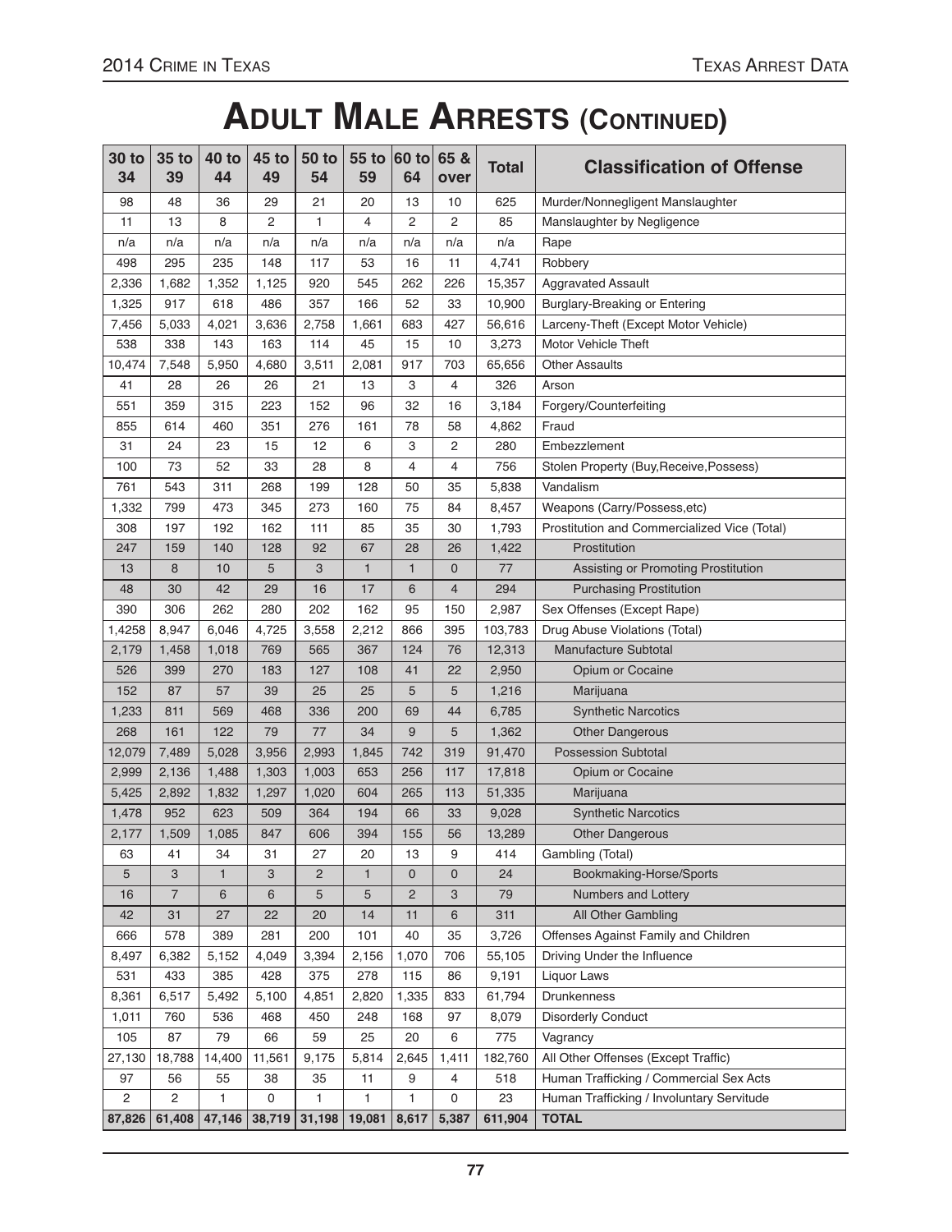# ADULT MALE ARRESTS (CONTINUED)

| 30 to 34 | 35 to 39 | 40 to 44 | 45 to 49 | 50 to 54 | 55 to 59 | 60 to 64 | 65 & over | Total | Classification of Offense |
|---|---|---|---|---|---|---|---|---|---|
| 98 | 48 | 36 | 29 | 21 | 20 | 13 | 10 | 625 | Murder/Nonnegligent Manslaughter |
| 11 | 13 | 8 | 2 | 1 | 4 | 2 | 2 | 85 | Manslaughter by Negligence |
| n/a | n/a | n/a | n/a | n/a | n/a | n/a | n/a | n/a | Rape |
| 498 | 295 | 235 | 148 | 117 | 53 | 16 | 11 | 4,741 | Robbery |
| 2,336 | 1,682 | 1,352 | 1,125 | 920 | 545 | 262 | 226 | 15,357 | Aggravated Assault |
| 1,325 | 917 | 618 | 486 | 357 | 166 | 52 | 33 | 10,900 | Burglary-Breaking or Entering |
| 7,456 | 5,033 | 4,021 | 3,636 | 2,758 | 1,661 | 683 | 427 | 56,616 | Larceny-Theft (Except Motor Vehicle) |
| 538 | 338 | 143 | 163 | 114 | 45 | 15 | 10 | 3,273 | Motor Vehicle Theft |
| 10,474 | 7,548 | 5,950 | 4,680 | 3,511 | 2,081 | 917 | 703 | 65,656 | Other Assaults |
| 41 | 28 | 26 | 26 | 21 | 13 | 3 | 4 | 326 | Arson |
| 551 | 359 | 315 | 223 | 152 | 96 | 32 | 16 | 3,184 | Forgery/Counterfeiting |
| 855 | 614 | 460 | 351 | 276 | 161 | 78 | 58 | 4,862 | Fraud |
| 31 | 24 | 23 | 15 | 12 | 6 | 3 | 2 | 280 | Embezzlement |
| 100 | 73 | 52 | 33 | 28 | 8 | 4 | 4 | 756 | Stolen Property (Buy,Receive,Possess) |
| 761 | 543 | 311 | 268 | 199 | 128 | 50 | 35 | 5,838 | Vandalism |
| 1,332 | 799 | 473 | 345 | 273 | 160 | 75 | 84 | 8,457 | Weapons (Carry/Possess,etc) |
| 308 | 197 | 192 | 162 | 111 | 85 | 35 | 30 | 1,793 | Prostitution and Commercialized Vice (Total) |
| 247 | 159 | 140 | 128 | 92 | 67 | 28 | 26 | 1,422 | Prostitution |
| 13 | 8 | 10 | 5 | 3 | 1 | 1 | 0 | 77 | Assisting or Promoting Prostitution |
| 48 | 30 | 42 | 29 | 16 | 17 | 6 | 4 | 294 | Purchasing Prostitution |
| 390 | 306 | 262 | 280 | 202 | 162 | 95 | 150 | 2,987 | Sex Offenses (Except Rape) |
| 1,4258 | 8,947 | 6,046 | 4,725 | 3,558 | 2,212 | 866 | 395 | 103,783 | Drug Abuse Violations (Total) |
| 2,179 | 1,458 | 1,018 | 769 | 565 | 367 | 124 | 76 | 12,313 | Manufacture Subtotal |
| 526 | 399 | 270 | 183 | 127 | 108 | 41 | 22 | 2,950 | Opium or Cocaine |
| 152 | 87 | 57 | 39 | 25 | 25 | 5 | 5 | 1,216 | Marijuana |
| 1,233 | 811 | 569 | 468 | 336 | 200 | 69 | 44 | 6,785 | Synthetic Narcotics |
| 268 | 161 | 122 | 79 | 77 | 34 | 9 | 5 | 1,362 | Other Dangerous |
| 12,079 | 7,489 | 5,028 | 3,956 | 2,993 | 1,845 | 742 | 319 | 91,470 | Possession Subtotal |
| 2,999 | 2,136 | 1,488 | 1,303 | 1,003 | 653 | 256 | 117 | 17,818 | Opium or Cocaine |
| 5,425 | 2,892 | 1,832 | 1,297 | 1,020 | 604 | 265 | 113 | 51,335 | Marijuana |
| 1,478 | 952 | 623 | 509 | 364 | 194 | 66 | 33 | 9,028 | Synthetic Narcotics |
| 2,177 | 1,509 | 1,085 | 847 | 606 | 394 | 155 | 56 | 13,289 | Other Dangerous |
| 63 | 41 | 34 | 31 | 27 | 20 | 13 | 9 | 414 | Gambling (Total) |
| 5 | 3 | 1 | 3 | 2 | 1 | 0 | 0 | 24 | Bookmaking-Horse/Sports |
| 16 | 7 | 6 | 6 | 5 | 5 | 2 | 3 | 79 | Numbers and Lottery |
| 42 | 31 | 27 | 22 | 20 | 14 | 11 | 6 | 311 | All Other Gambling |
| 666 | 578 | 389 | 281 | 200 | 101 | 40 | 35 | 3,726 | Offenses Against Family and Children |
| 8,497 | 6,382 | 5,152 | 4,049 | 3,394 | 2,156 | 1,070 | 706 | 55,105 | Driving Under the Influence |
| 531 | 433 | 385 | 428 | 375 | 278 | 115 | 86 | 9,191 | Liquor Laws |
| 8,361 | 6,517 | 5,492 | 5,100 | 4,851 | 2,820 | 1,335 | 833 | 61,794 | Drunkenness |
| 1,011 | 760 | 536 | 468 | 450 | 248 | 168 | 97 | 8,079 | Disorderly Conduct |
| 105 | 87 | 79 | 66 | 59 | 25 | 20 | 6 | 775 | Vagrancy |
| 27,130 | 18,788 | 14,400 | 11,561 | 9,175 | 5,814 | 2,645 | 1,411 | 182,760 | All Other Offenses (Except Traffic) |
| 97 | 56 | 55 | 38 | 35 | 11 | 9 | 4 | 518 | Human Trafficking / Commercial Sex Acts |
| 2 | 2 | 1 | 0 | 1 | 1 | 1 | 0 | 23 | Human Trafficking / Involuntary Servitude |
| **87,826** | **61,408** | **47,146** | **38,719** | **31,198** | **19,081** | **8,617** | **5,387** | **611,904** | **TOTAL** |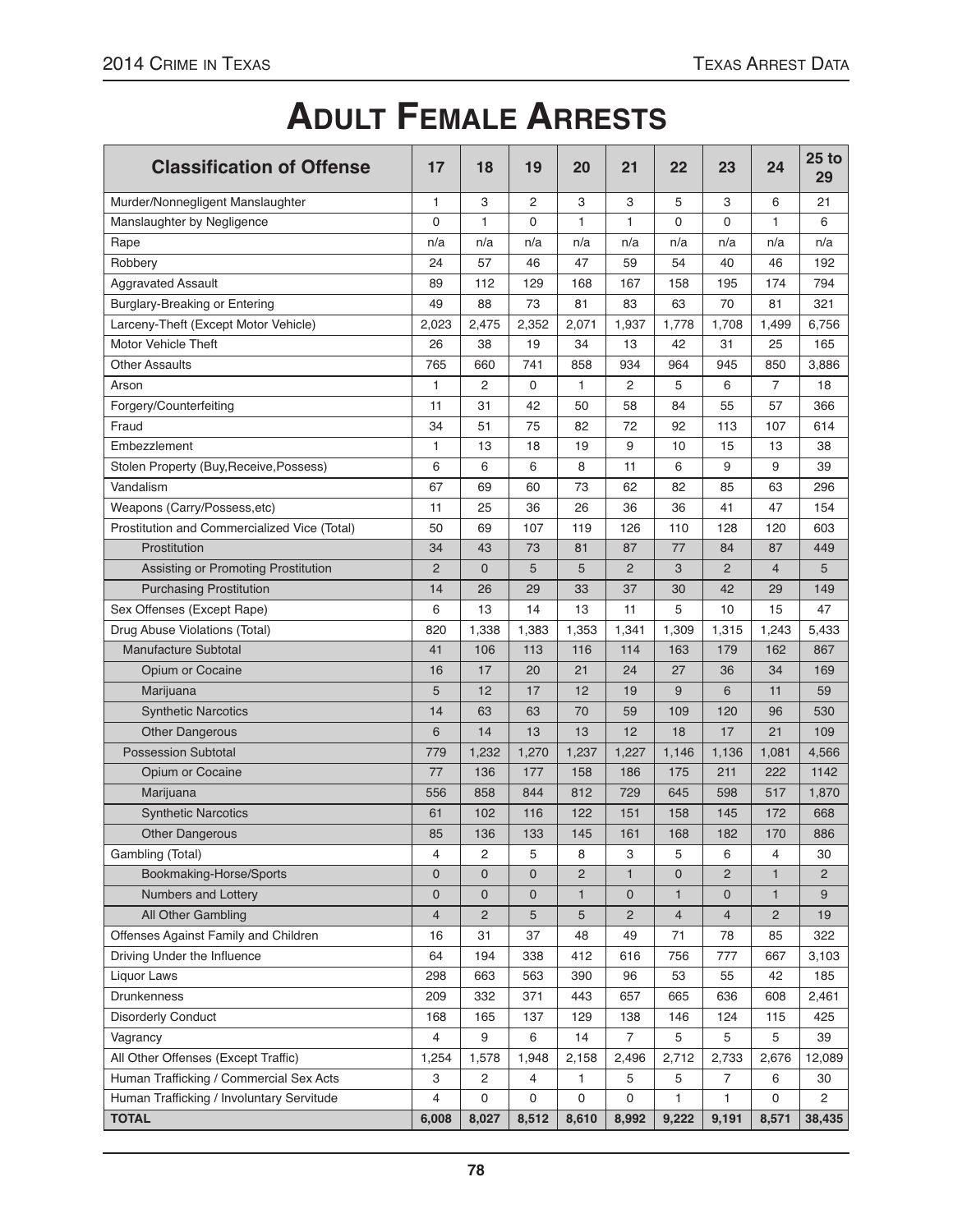# Adult Female Arrests

| Classification of Offense | 17 | 18 | 19 | 20 | 21 | 22 | 23 | 24 | 25 to 29 |
|---|---|---|---|---|---|---|---|---|---|
| Murder/Nonnegligent Manslaughter | 1 | 3 | 2 | 3 | 3 | 5 | 3 | 6 | 21 |
| Manslaughter by Negligence | 0 | 1 | 0 | 1 | 1 | 0 | 0 | 1 | 6 |
| Rape | n/a | n/a | n/a | n/a | n/a | n/a | n/a | n/a | n/a |
| Robbery | 24 | 57 | 46 | 47 | 59 | 54 | 40 | 46 | 192 |
| Aggravated Assault | 89 | 112 | 129 | 168 | 167 | 158 | 195 | 174 | 794 |
| Burglary-Breaking or Entering | 49 | 88 | 73 | 81 | 83 | 63 | 70 | 81 | 321 |
| Larceny-Theft (Except Motor Vehicle) | 2,023 | 2,475 | 2,352 | 2,071 | 1,937 | 1,778 | 1,708 | 1,499 | 6,756 |
| Motor Vehicle Theft | 26 | 38 | 19 | 34 | 13 | 42 | 31 | 25 | 165 |
| Other Assaults | 765 | 660 | 741 | 858 | 934 | 964 | 945 | 850 | 3,886 |
| Arson | 1 | 2 | 0 | 1 | 2 | 5 | 6 | 7 | 18 |
| Forgery/Counterfeiting | 11 | 31 | 42 | 50 | 58 | 84 | 55 | 57 | 366 |
| Fraud | 34 | 51 | 75 | 82 | 72 | 92 | 113 | 107 | 614 |
| Embezzlement | 1 | 13 | 18 | 19 | 9 | 10 | 15 | 13 | 38 |
| Stolen Property (Buy,Receive,Possess) | 6 | 6 | 6 | 8 | 11 | 6 | 9 | 9 | 39 |
| Vandalism | 67 | 69 | 60 | 73 | 62 | 82 | 85 | 63 | 296 |
| Weapons (Carry/Possess,etc) | 11 | 25 | 36 | 26 | 36 | 36 | 41 | 47 | 154 |
| Prostitution and Commercialized Vice (Total) | 50 | 69 | 107 | 119 | 126 | 110 | 128 | 120 | 603 |
| Prostitution | 34 | 43 | 73 | 81 | 87 | 77 | 84 | 87 | 449 |
| Assisting or Promoting Prostitution | 2 | 0 | 5 | 5 | 2 | 3 | 2 | 4 | 5 |
| Purchasing Prostitution | 14 | 26 | 29 | 33 | 37 | 30 | 42 | 29 | 149 |
| Sex Offenses (Except Rape) | 6 | 13 | 14 | 13 | 11 | 5 | 10 | 15 | 47 |
| Drug Abuse Violations (Total) | 820 | 1,338 | 1,383 | 1,353 | 1,341 | 1,309 | 1,315 | 1,243 | 5,433 |
| Manufacture Subtotal | 41 | 106 | 113 | 116 | 114 | 163 | 179 | 162 | 867 |
| Opium or Cocaine | 16 | 17 | 20 | 21 | 24 | 27 | 36 | 34 | 169 |
| Marijuana | 5 | 12 | 17 | 12 | 19 | 9 | 6 | 11 | 59 |
| Synthetic Narcotics | 14 | 63 | 63 | 70 | 59 | 109 | 120 | 96 | 530 |
| Other Dangerous | 6 | 14 | 13 | 13 | 12 | 18 | 17 | 21 | 109 |
| Possession Subtotal | 779 | 1,232 | 1,270 | 1,237 | 1,227 | 1,146 | 1,136 | 1,081 | 4,566 |
| Opium or Cocaine | 77 | 136 | 177 | 158 | 186 | 175 | 211 | 222 | 1142 |
| Marijuana | 556 | 858 | 844 | 812 | 729 | 645 | 598 | 517 | 1,870 |
| Synthetic Narcotics | 61 | 102 | 116 | 122 | 151 | 158 | 145 | 172 | 668 |
| Other Dangerous | 85 | 136 | 133 | 145 | 161 | 168 | 182 | 170 | 886 |
| Gambling (Total) | 4 | 2 | 5 | 8 | 3 | 5 | 6 | 4 | 30 |
| Bookmaking-Horse/Sports | 0 | 0 | 0 | 2 | 1 | 0 | 2 | 1 | 2 |
| Numbers and Lottery | 0 | 0 | 0 | 1 | 0 | 1 | 0 | 1 | 9 |
| All Other Gambling | 4 | 2 | 5 | 5 | 2 | 4 | 4 | 2 | 19 |
| Offenses Against Family and Children | 16 | 31 | 37 | 48 | 49 | 71 | 78 | 85 | 322 |
| Driving Under the Influence | 64 | 194 | 338 | 412 | 616 | 756 | 777 | 667 | 3,103 |
| Liquor Laws | 298 | 663 | 563 | 390 | 96 | 53 | 55 | 42 | 185 |
| Drunkenness | 209 | 332 | 371 | 443 | 657 | 665 | 636 | 608 | 2,461 |
| Disorderly Conduct | 168 | 165 | 137 | 129 | 138 | 146 | 124 | 115 | 425 |
| Vagrancy | 4 | 9 | 6 | 14 | 7 | 5 | 5 | 5 | 39 |
| All Other Offenses (Except Traffic) | 1,254 | 1,578 | 1,948 | 2,158 | 2,496 | 2,712 | 2,733 | 2,676 | 12,089 |
| Human Trafficking / Commercial Sex Acts | 3 | 2 | 4 | 1 | 5 | 5 | 7 | 6 | 30 |
| Human Trafficking / Involuntary Servitude | 4 | 0 | 0 | 0 | 0 | 1 | 1 | 0 | 2 |
| **TOTAL** | **6,008** | **8,027** | **8,512** | **8,610** | **8,992** | **9,222** | **9,191** | **8,571** | **38,435** |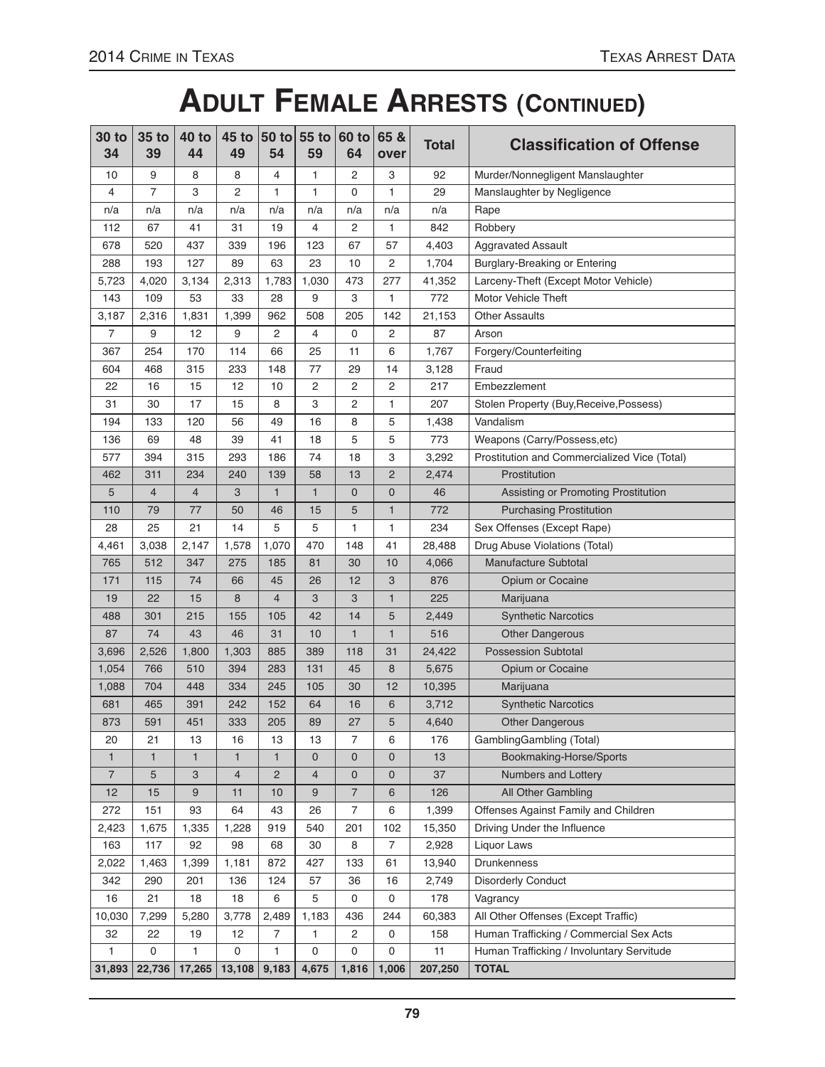# Adult Female Arrests (Continued)

| 30 to 34 | 35 to 39 | 40 to 44 | 45 to 49 | 50 to 54 | 55 to 59 | 60 to 64 | 65 & over | Total | Classification of Offense |
|---|---|---|---|---|---|---|---|---|---|
| 10 | 9 | 8 | 8 | 4 | 1 | 2 | 3 | 92 | Murder/Nonnegligent Manslaughter |
| 4 | 7 | 3 | 2 | 1 | 1 | 0 | 1 | 29 | Manslaughter by Negligence |
| n/a | n/a | n/a | n/a | n/a | n/a | n/a | n/a | n/a | Rape |
| 112 | 67 | 41 | 31 | 19 | 4 | 2 | 1 | 842 | Robbery |
| 678 | 520 | 437 | 339 | 196 | 123 | 67 | 57 | 4,403 | Aggravated Assault |
| 288 | 193 | 127 | 89 | 63 | 23 | 10 | 2 | 1,704 | Burglary-Breaking or Entering |
| 5,723 | 4,020 | 3,134 | 2,313 | 1,783 | 1,030 | 473 | 277 | 41,352 | Larceny-Theft (Except Motor Vehicle) |
| 143 | 109 | 53 | 33 | 28 | 9 | 3 | 1 | 772 | Motor Vehicle Theft |
| 3,187 | 2,316 | 1,831 | 1,399 | 962 | 508 | 205 | 142 | 21,153 | Other Assaults |
| 7 | 9 | 12 | 9 | 2 | 4 | 0 | 2 | 87 | Arson |
| 367 | 254 | 170 | 114 | 66 | 25 | 11 | 6 | 1,767 | Forgery/Counterfeiting |
| 604 | 468 | 315 | 233 | 148 | 77 | 29 | 14 | 3,128 | Fraud |
| 22 | 16 | 15 | 12 | 10 | 2 | 2 | 2 | 217 | Embezzlement |
| 31 | 30 | 17 | 15 | 8 | 3 | 2 | 1 | 207 | Stolen Property (Buy,Receive,Possess) |
| 194 | 133 | 120 | 56 | 49 | 16 | 8 | 5 | 1,438 | Vandalism |
| 136 | 69 | 48 | 39 | 41 | 18 | 5 | 5 | 773 | Weapons (Carry/Possess,etc) |
| 577 | 394 | 315 | 293 | 186 | 74 | 18 | 3 | 3,292 | Prostitution and Commercialized Vice (Total) |
| 462 | 311 | 234 | 240 | 139 | 58 | 13 | 2 | 2,474 | Prostitution |
| 5 | 4 | 4 | 3 | 1 | 1 | 0 | 0 | 46 | Assisting or Promoting Prostitution |
| 110 | 79 | 77 | 50 | 46 | 15 | 5 | 1 | 772 | Purchasing Prostitution |
| 28 | 25 | 21 | 14 | 5 | 5 | 1 | 1 | 234 | Sex Offenses (Except Rape) |
| 4,461 | 3,038 | 2,147 | 1,578 | 1,070 | 470 | 148 | 41 | 28,488 | Drug Abuse Violations (Total) |
| 765 | 512 | 347 | 275 | 185 | 81 | 30 | 10 | 4,066 | Manufacture Subtotal |
| 171 | 115 | 74 | 66 | 45 | 26 | 12 | 3 | 876 | Opium or Cocaine |
| 19 | 22 | 15 | 8 | 4 | 3 | 3 | 1 | 225 | Marijuana |
| 488 | 301 | 215 | 155 | 105 | 42 | 14 | 5 | 2,449 | Synthetic Narcotics |
| 87 | 74 | 43 | 46 | 31 | 10 | 1 | 1 | 516 | Other Dangerous |
| 3,696 | 2,526 | 1,800 | 1,303 | 885 | 389 | 118 | 31 | 24,422 | Possession Subtotal |
| 1,054 | 766 | 510 | 394 | 283 | 131 | 45 | 8 | 5,675 | Opium or Cocaine |
| 1,088 | 704 | 448 | 334 | 245 | 105 | 30 | 12 | 10,395 | Marijuana |
| 681 | 465 | 391 | 242 | 152 | 64 | 16 | 6 | 3,712 | Synthetic Narcotics |
| 873 | 591 | 451 | 333 | 205 | 89 | 27 | 5 | 4,640 | Other Dangerous |
| 20 | 21 | 13 | 16 | 13 | 13 | 7 | 6 | 176 | GamblingGambling (Total) |
| 1 | 1 | 1 | 1 | 1 | 0 | 0 | 0 | 13 | Bookmaking-Horse/Sports |
| 7 | 5 | 3 | 4 | 2 | 4 | 0 | 0 | 37 | Numbers and Lottery |
| 12 | 15 | 9 | 11 | 10 | 9 | 7 | 6 | 126 | All Other Gambling |
| 272 | 151 | 93 | 64 | 43 | 26 | 7 | 6 | 1,399 | Offenses Against Family and Children |
| 2,423 | 1,675 | 1,335 | 1,228 | 919 | 540 | 201 | 102 | 15,350 | Driving Under the Influence |
| 163 | 117 | 92 | 98 | 68 | 30 | 8 | 7 | 2,928 | Liquor Laws |
| 2,022 | 1,463 | 1,399 | 1,181 | 872 | 427 | 133 | 61 | 13,940 | Drunkenness |
| 342 | 290 | 201 | 136 | 124 | 57 | 36 | 16 | 2,749 | Disorderly Conduct |
| 16 | 21 | 18 | 18 | 6 | 5 | 0 | 0 | 178 | Vagrancy |
| 10,030 | 7,299 | 5,280 | 3,778 | 2,489 | 1,183 | 436 | 244 | 60,383 | All Other Offenses (Except Traffic) |
| 32 | 22 | 19 | 12 | 7 | 1 | 2 | 0 | 158 | Human Trafficking / Commercial Sex Acts |
| 1 | 0 | 1 | 0 | 1 | 0 | 0 | 0 | 11 | Human Trafficking / Involuntary Servitude |
| **31,893** | **22,736** | **17,265** | **13,108** | **9,183** | **4,675** | **1,816** | **1,006** | **207,250** | **TOTAL** |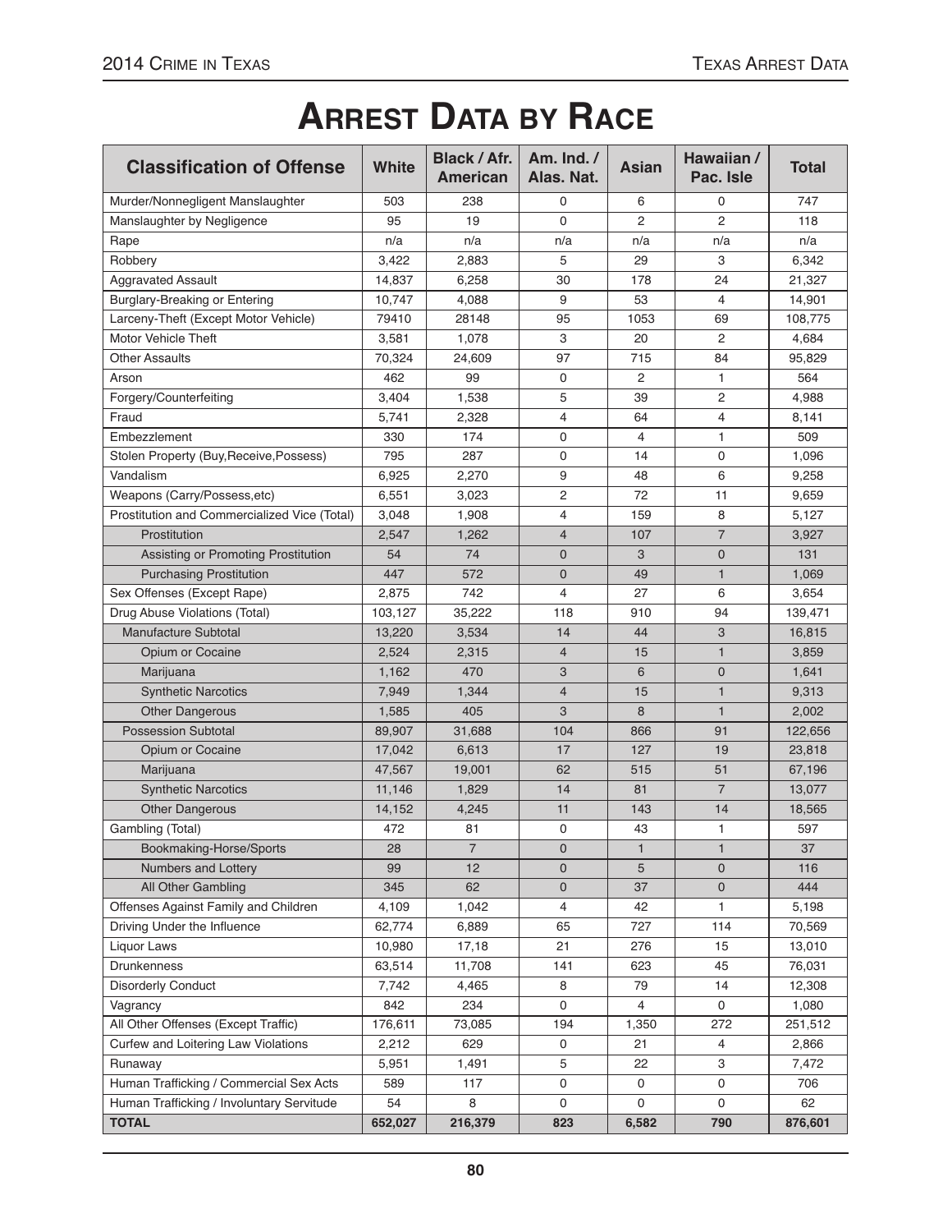# Arrest Data by Race

| Classification of Offense | White | Black / Afr. American | Am. Ind. / Alas. Nat. | Asian | Hawaiian / Pac. Isle | Total |
|---|---|---|---|---|---|---|
| Murder/Nonnegligent Manslaughter | 503 | 238 | 0 | 6 | 0 | 747 |
| Manslaughter by Negligence | 95 | 19 | 0 | 2 | 2 | 118 |
| Rape | n/a | n/a | n/a | n/a | n/a | n/a |
| Robbery | 3,422 | 2,883 | 5 | 29 | 3 | 6,342 |
| Aggravated Assault | 14,837 | 6,258 | 30 | 178 | 24 | 21,327 |
| Burglary-Breaking or Entering | 10,747 | 4,088 | 9 | 53 | 4 | 14,901 |
| Larceny-Theft (Except Motor Vehicle) | 79410 | 28148 | 95 | 1053 | 69 | 108,775 |
| Motor Vehicle Theft | 3,581 | 1,078 | 3 | 20 | 2 | 4,684 |
| Other Assaults | 70,324 | 24,609 | 97 | 715 | 84 | 95,829 |
| Arson | 462 | 99 | 0 | 2 | 1 | 564 |
| Forgery/Counterfeiting | 3,404 | 1,538 | 5 | 39 | 2 | 4,988 |
| Fraud | 5,741 | 2,328 | 4 | 64 | 4 | 8,141 |
| Embezzlement | 330 | 174 | 0 | 4 | 1 | 509 |
| Stolen Property (Buy,Receive,Possess) | 795 | 287 | 0 | 14 | 0 | 1,096 |
| Vandalism | 6,925 | 2,270 | 9 | 48 | 6 | 9,258 |
| Weapons (Carry/Possess,etc) | 6,551 | 3,023 | 2 | 72 | 11 | 9,659 |
| Prostitution and Commercialized Vice (Total) | 3,048 | 1,908 | 4 | 159 | 8 | 5,127 |
| Prostitution | 2,547 | 1,262 | 4 | 107 | 7 | 3,927 |
| Assisting or Promoting Prostitution | 54 | 74 | 0 | 3 | 0 | 131 |
| Purchasing Prostitution | 447 | 572 | 0 | 49 | 1 | 1,069 |
| Sex Offenses (Except Rape) | 2,875 | 742 | 4 | 27 | 6 | 3,654 |
| Drug Abuse Violations (Total) | 103,127 | 35,222 | 118 | 910 | 94 | 139,471 |
| Manufacture Subtotal | 13,220 | 3,534 | 14 | 44 | 3 | 16,815 |
| Opium or Cocaine | 2,524 | 2,315 | 4 | 15 | 1 | 3,859 |
| Marijuana | 1,162 | 470 | 3 | 6 | 0 | 1,641 |
| Synthetic Narcotics | 7,949 | 1,344 | 4 | 15 | 1 | 9,313 |
| Other Dangerous | 1,585 | 405 | 3 | 8 | 1 | 2,002 |
| Possession Subtotal | 89,907 | 31,688 | 104 | 866 | 91 | 122,656 |
| Opium or Cocaine | 17,042 | 6,613 | 17 | 127 | 19 | 23,818 |
| Marijuana | 47,567 | 19,001 | 62 | 515 | 51 | 67,196 |
| Synthetic Narcotics | 11,146 | 1,829 | 14 | 81 | 7 | 13,077 |
| Other Dangerous | 14,152 | 4,245 | 11 | 143 | 14 | 18,565 |
| Gambling (Total) | 472 | 81 | 0 | 43 | 1 | 597 |
| Bookmaking-Horse/Sports | 28 | 7 | 0 | 1 | 1 | 37 |
| Numbers and Lottery | 99 | 12 | 0 | 5 | 0 | 116 |
| All Other Gambling | 345 | 62 | 0 | 37 | 0 | 444 |
| Offenses Against Family and Children | 4,109 | 1,042 | 4 | 42 | 1 | 5,198 |
| Driving Under the Influence | 62,774 | 6,889 | 65 | 727 | 114 | 70,569 |
| Liquor Laws | 10,980 | 17,18 | 21 | 276 | 15 | 13,010 |
| Drunkenness | 63,514 | 11,708 | 141 | 623 | 45 | 76,031 |
| Disorderly Conduct | 7,742 | 4,465 | 8 | 79 | 14 | 12,308 |
| Vagrancy | 842 | 234 | 0 | 4 | 0 | 1,080 |
| All Other Offenses (Except Traffic) | 176,611 | 73,085 | 194 | 1,350 | 272 | 251,512 |
| Curfew and Loitering Law Violations | 2,212 | 629 | 0 | 21 | 4 | 2,866 |
| Runaway | 5,951 | 1,491 | 5 | 22 | 3 | 7,472 |
| Human Trafficking / Commercial Sex Acts | 589 | 117 | 0 | 0 | 0 | 706 |
| Human Trafficking / Involuntary Servitude | 54 | 8 | 0 | 0 | 0 | 62 |
| **TOTAL** | **652,027** | **216,379** | **823** | **6,582** | **790** | **876,601** |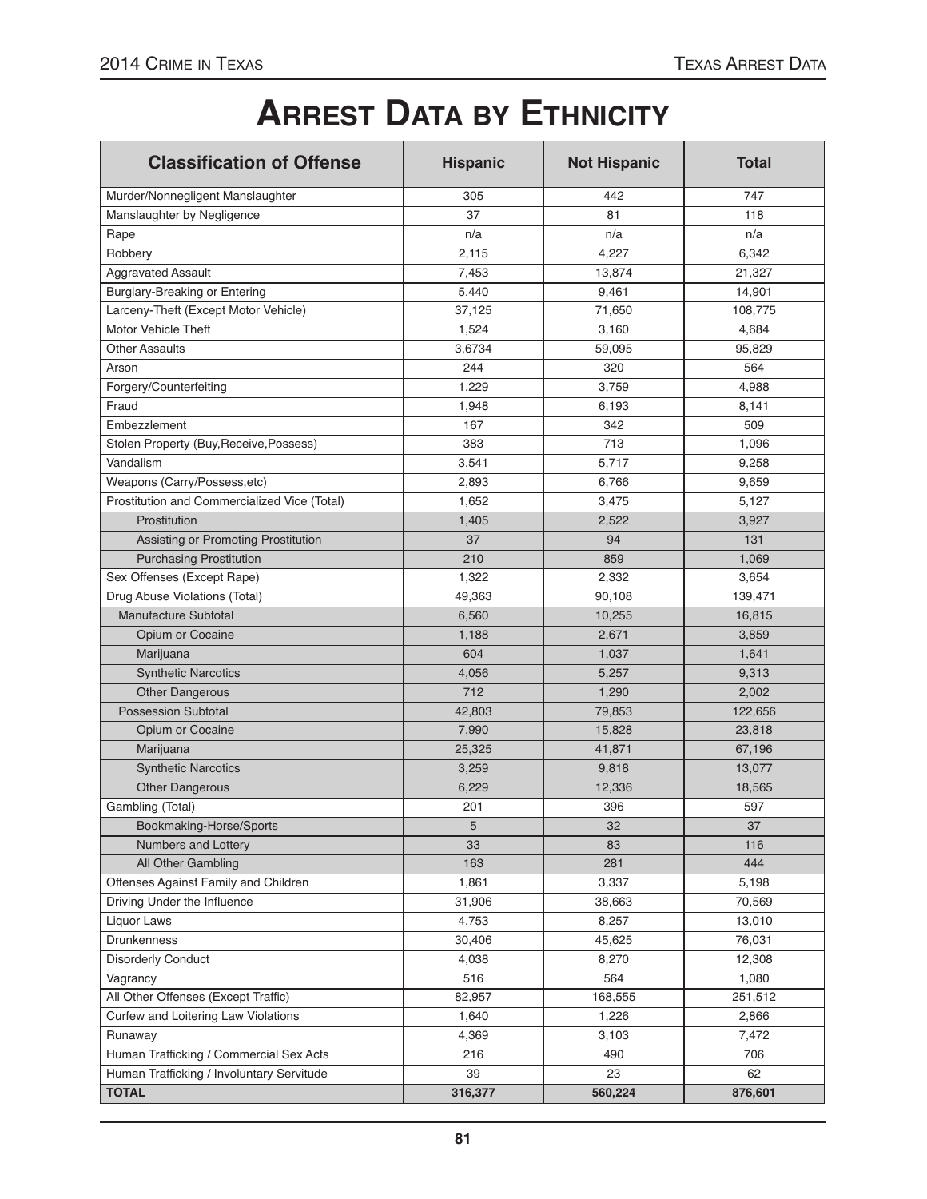# Arrest Data by Ethnicity

| Classification of Offense | Hispanic | Not Hispanic | Total |
|---|---|---|---|
| Murder/Nonnegligent Manslaughter | 305 | 442 | 747 |
| Manslaughter by Negligence | 37 | 81 | 118 |
| Rape | n/a | n/a | n/a |
| Robbery | 2,115 | 4,227 | 6,342 |
| Aggravated Assault | 7,453 | 13,874 | 21,327 |
| Burglary-Breaking or Entering | 5,440 | 9,461 | 14,901 |
| Larceny-Theft (Except Motor Vehicle) | 37,125 | 71,650 | 108,775 |
| Motor Vehicle Theft | 1,524 | 3,160 | 4,684 |
| Other Assaults | 3,6734 | 59,095 | 95,829 |
| Arson | 244 | 320 | 564 |
| Forgery/Counterfeiting | 1,229 | 3,759 | 4,988 |
| Fraud | 1,948 | 6,193 | 8,141 |
| Embezzlement | 167 | 342 | 509 |
| Stolen Property (Buy,Receive,Possess) | 383 | 713 | 1,096 |
| Vandalism | 3,541 | 5,717 | 9,258 |
| Weapons (Carry/Possess,etc) | 2,893 | 6,766 | 9,659 |
| Prostitution and Commercialized Vice (Total) | 1,652 | 3,475 | 5,127 |
| Prostitution | 1,405 | 2,522 | 3,927 |
| Assisting or Promoting Prostitution | 37 | 94 | 131 |
| Purchasing Prostitution | 210 | 859 | 1,069 |
| Sex Offenses (Except Rape) | 1,322 | 2,332 | 3,654 |
| Drug Abuse Violations (Total) | 49,363 | 90,108 | 139,471 |
| Manufacture Subtotal | 6,560 | 10,255 | 16,815 |
| Opium or Cocaine | 1,188 | 2,671 | 3,859 |
| Marijuana | 604 | 1,037 | 1,641 |
| Synthetic Narcotics | 4,056 | 5,257 | 9,313 |
| Other Dangerous | 712 | 1,290 | 2,002 |
| Possession Subtotal | 42,803 | 79,853 | 122,656 |
| Opium or Cocaine | 7,990 | 15,828 | 23,818 |
| Marijuana | 25,325 | 41,871 | 67,196 |
| Synthetic Narcotics | 3,259 | 9,818 | 13,077 |
| Other Dangerous | 6,229 | 12,336 | 18,565 |
| Gambling (Total) | 201 | 396 | 597 |
| Bookmaking-Horse/Sports | 5 | 32 | 37 |
| Numbers and Lottery | 33 | 83 | 116 |
| All Other Gambling | 163 | 281 | 444 |
| Offenses Against Family and Children | 1,861 | 3,337 | 5,198 |
| Driving Under the Influence | 31,906 | 38,663 | 70,569 |
| Liquor Laws | 4,753 | 8,257 | 13,010 |
| Drunkenness | 30,406 | 45,625 | 76,031 |
| Disorderly Conduct | 4,038 | 8,270 | 12,308 |
| Vagrancy | 516 | 564 | 1,080 |
| All Other Offenses (Except Traffic) | 82,957 | 168,555 | 251,512 |
| Curfew and Loitering Law Violations | 1,640 | 1,226 | 2,866 |
| Runaway | 4,369 | 3,103 | 7,472 |
| Human Trafficking / Commercial Sex Acts | 216 | 490 | 706 |
| Human Trafficking / Involuntary Servitude | 39 | 23 | 62 |
| **TOTAL** | **316,377** | **560,224** | **876,601** |